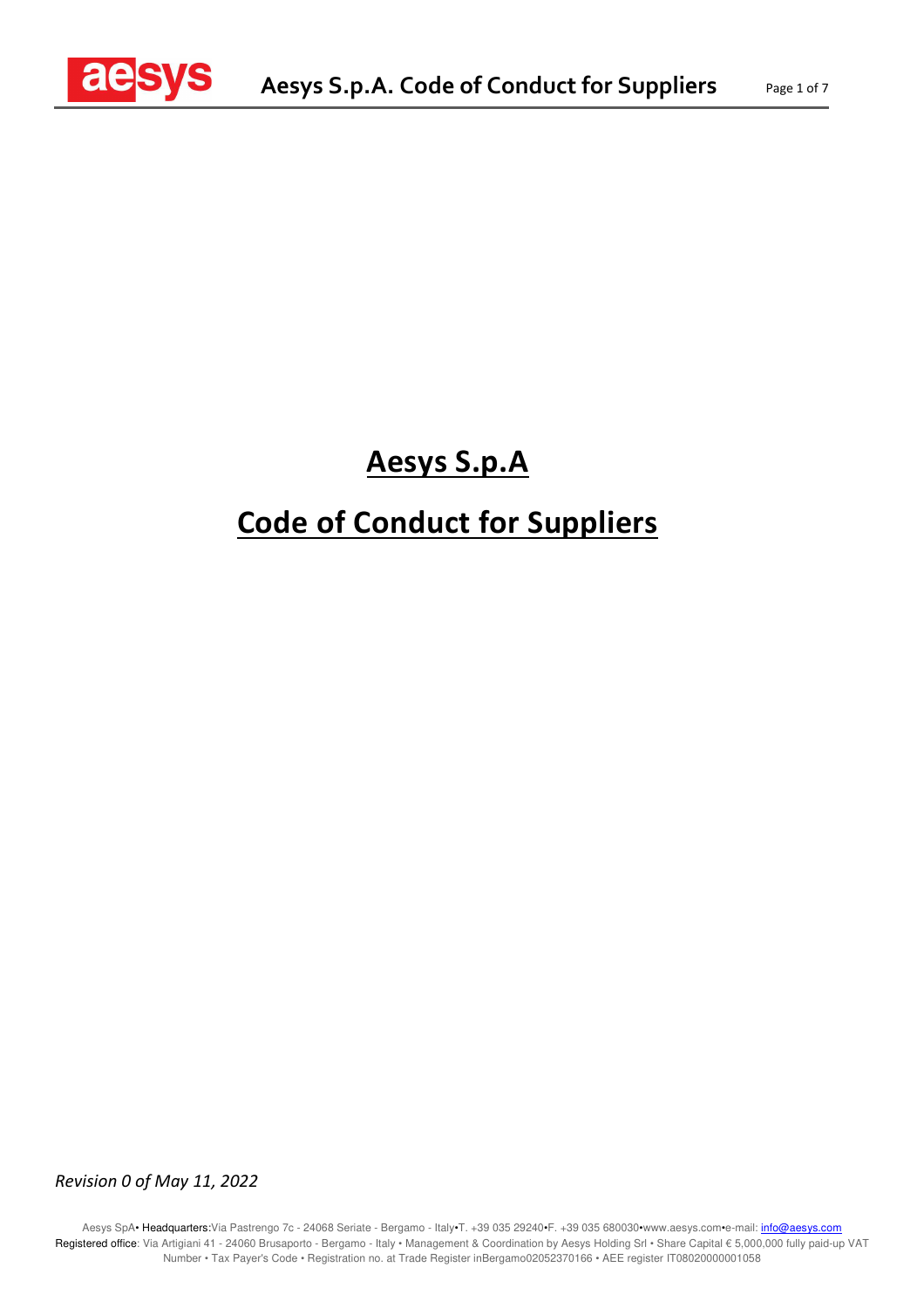# Aesys S.p.A

# Code of Conduct for Suppliers

*Revision 0 of May 11, 2022*

Aesys SpA• Headquarters:Via Pastrengo 7c - 24068 Seriate - Bergamo - Italy•T. +39 035 29240•F. +39 035 680030•www.aesys.com•e-mail: info@aesys.com
Registered office: Via Artigiani 41 - 24060 Brusaporto - Bergamo - Italy • Management & Coordination by Aesys Holding Srl • Share Capital € 5,000,000 fully paid-up VAT Number • Tax Payer's Code • Registration no. at Trade Register inBergamo02052370166 • AEE register IT08020000001058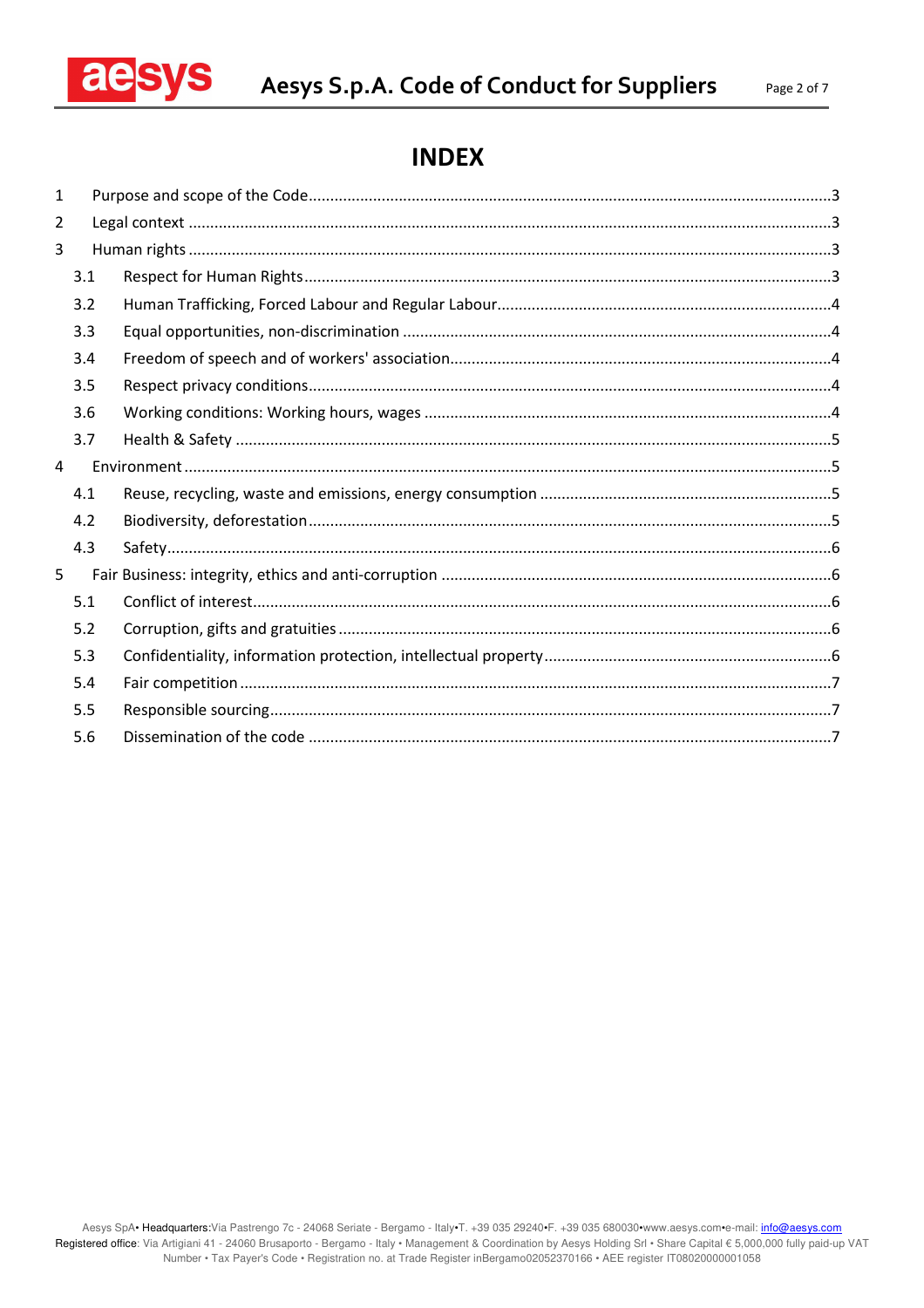# INDEX

1 Purpose and scope of the Code ........................................................................................................3

2 Legal context ..................................................................................................................................3

3 Human rights ..................................................................................................................................3

 3.1 Respect for Human Rights ........................................................................................................3

 3.2 Human Trafficking, Forced Labour and Regular Labour ............................................................4

 3.3 Equal opportunities, non-discrimination .................................................................................4

 3.4 Freedom of speech and of workers' association ......................................................................4

 3.5 Respect privacy conditions .......................................................................................................4

 3.6 Working conditions: Working hours, wages .............................................................................4

 3.7 Health & Safety .........................................................................................................................5

4 Environment ....................................................................................................................................5

 4.1 Reuse, recycling, waste and emissions, energy consumption ...................................................5

 4.2 Biodiversity, deforestation ........................................................................................................5

 4.3 Safety .........................................................................................................................................6

5 Fair Business: integrity, ethics and anti-corruption .........................................................................6

 5.1 Conflict of interest .....................................................................................................................6

 5.2 Corruption, gifts and gratuities .................................................................................................6

 5.3 Confidentiality, information protection, intellectual property ..................................................6

 5.4 Fair competition ........................................................................................................................7

 5.5 Responsible sourcing .................................................................................................................7

 5.6 Dissemination of the code .........................................................................................................7

Aesys SpA• Headquarters:Via Pastrengo 7c - 24068 Seriate - Bergamo - Italy•T. +39 035 29240•F. +39 035 680030•www.aesys.com•e-mail: info@aesys.com
Registered office: Via Artigiani 41 - 24060 Brusaporto - Bergamo - Italy • Management & Coordination by Aesys Holding Srl • Share Capital € 5,000,000 fully paid-up VAT Number • Tax Payer's Code • Registration no. at Trade Register inBergamo02052370166 • AEE register IT08020000001058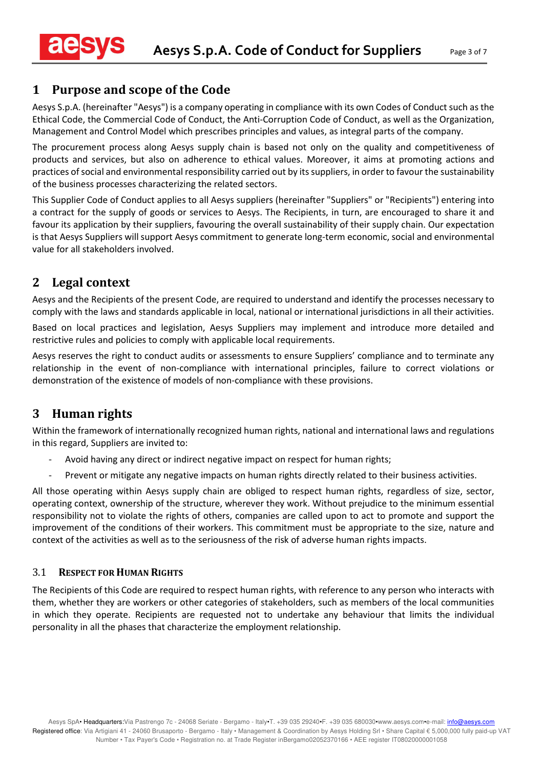# 1 Purpose and scope of the Code

Aesys S.p.A. (hereinafter "Aesys") is a company operating in compliance with its own Codes of Conduct such as the Ethical Code, the Commercial Code of Conduct, the Anti-Corruption Code of Conduct, as well as the Organization, Management and Control Model which prescribes principles and values, as integral parts of the company.

The procurement process along Aesys supply chain is based not only on the quality and competitiveness of products and services, but also on adherence to ethical values. Moreover, it aims at promoting actions and practices of social and environmental responsibility carried out by its suppliers, in order to favour the sustainability of the business processes characterizing the related sectors.

This Supplier Code of Conduct applies to all Aesys suppliers (hereinafter "Suppliers" or "Recipients") entering into a contract for the supply of goods or services to Aesys. The Recipients, in turn, are encouraged to share it and favour its application by their suppliers, favouring the overall sustainability of their supply chain. Our expectation is that Aesys Suppliers will support Aesys commitment to generate long-term economic, social and environmental value for all stakeholders involved.

# 2 Legal context

Aesys and the Recipients of the present Code, are required to understand and identify the processes necessary to comply with the laws and standards applicable in local, national or international jurisdictions in all their activities.

Based on local practices and legislation, Aesys Suppliers may implement and introduce more detailed and restrictive rules and policies to comply with applicable local requirements.

Aesys reserves the right to conduct audits or assessments to ensure Suppliers' compliance and to terminate any relationship in the event of non-compliance with international principles, failure to correct violations or demonstration of the existence of models of non-compliance with these provisions.

# 3 Human rights

Within the framework of internationally recognized human rights, national and international laws and regulations in this regard, Suppliers are invited to:

- Avoid having any direct or indirect negative impact on respect for human rights;
- Prevent or mitigate any negative impacts on human rights directly related to their business activities.

All those operating within Aesys supply chain are obliged to respect human rights, regardless of size, sector, operating context, ownership of the structure, wherever they work. Without prejudice to the minimum essential responsibility not to violate the rights of others, companies are called upon to act to promote and support the improvement of the conditions of their workers. This commitment must be appropriate to the size, nature and context of the activities as well as to the seriousness of the risk of adverse human rights impacts.

## 3.1 Respect for Human Rights

The Recipients of this Code are required to respect human rights, with reference to any person who interacts with them, whether they are workers or other categories of stakeholders, such as members of the local communities in which they operate. Recipients are requested not to undertake any behaviour that limits the individual personality in all the phases that characterize the employment relationship.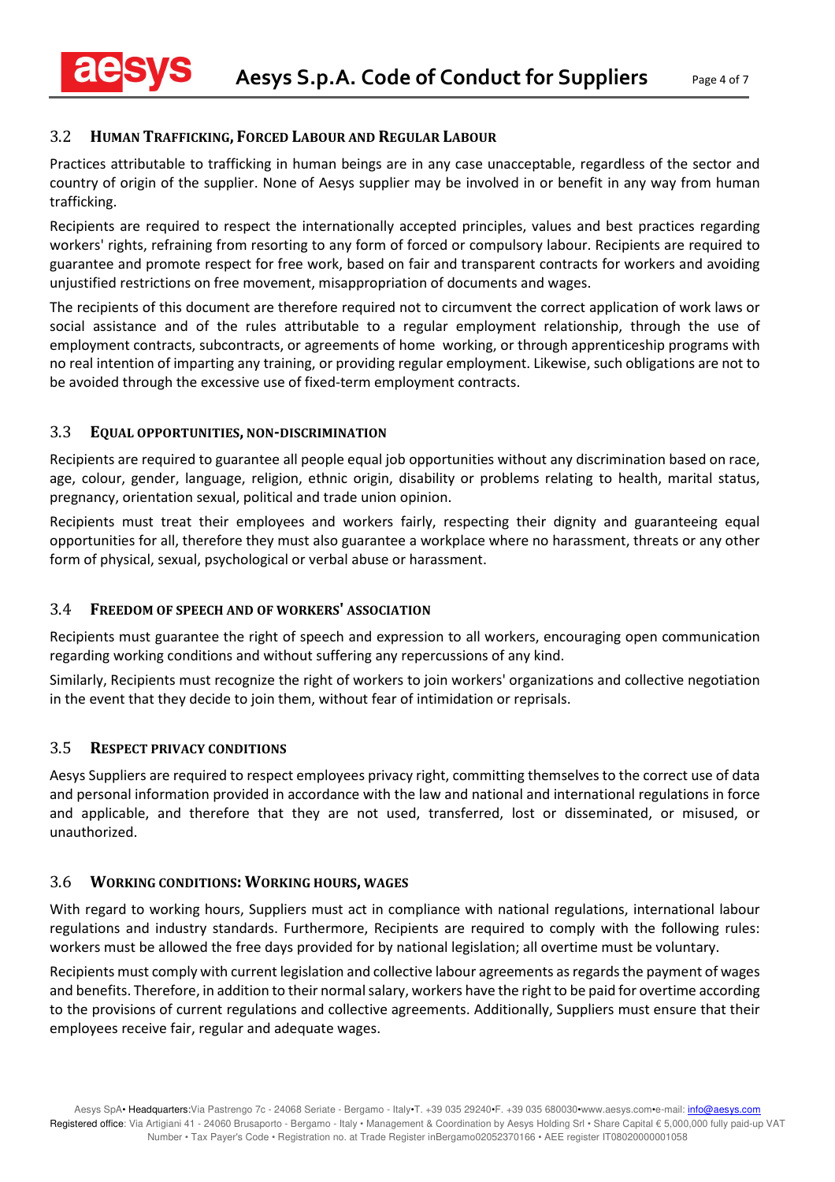## 3.2 HUMAN TRAFFICKING, FORCED LABOUR AND REGULAR LABOUR

Practices attributable to trafficking in human beings are in any case unacceptable, regardless of the sector and country of origin of the supplier. None of Aesys supplier may be involved in or benefit in any way from human trafficking.

Recipients are required to respect the internationally accepted principles, values and best practices regarding workers' rights, refraining from resorting to any form of forced or compulsory labour. Recipients are required to guarantee and promote respect for free work, based on fair and transparent contracts for workers and avoiding unjustified restrictions on free movement, misappropriation of documents and wages.

The recipients of this document are therefore required not to circumvent the correct application of work laws or social assistance and of the rules attributable to a regular employment relationship, through the use of employment contracts, subcontracts, or agreements of home working, or through apprenticeship programs with no real intention of imparting any training, or providing regular employment. Likewise, such obligations are not to be avoided through the excessive use of fixed-term employment contracts.

## 3.3 EQUAL OPPORTUNITIES, NON-DISCRIMINATION

Recipients are required to guarantee all people equal job opportunities without any discrimination based on race, age, colour, gender, language, religion, ethnic origin, disability or problems relating to health, marital status, pregnancy, orientation sexual, political and trade union opinion.

Recipients must treat their employees and workers fairly, respecting their dignity and guaranteeing equal opportunities for all, therefore they must also guarantee a workplace where no harassment, threats or any other form of physical, sexual, psychological or verbal abuse or harassment.

## 3.4 FREEDOM OF SPEECH AND OF WORKERS' ASSOCIATION

Recipients must guarantee the right of speech and expression to all workers, encouraging open communication regarding working conditions and without suffering any repercussions of any kind.

Similarly, Recipients must recognize the right of workers to join workers' organizations and collective negotiation in the event that they decide to join them, without fear of intimidation or reprisals.

## 3.5 RESPECT PRIVACY CONDITIONS

Aesys Suppliers are required to respect employees privacy right, committing themselves to the correct use of data and personal information provided in accordance with the law and national and international regulations in force and applicable, and therefore that they are not used, transferred, lost or disseminated, or misused, or unauthorized.

## 3.6 WORKING CONDITIONS: WORKING HOURS, WAGES

With regard to working hours, Suppliers must act in compliance with national regulations, international labour regulations and industry standards. Furthermore, Recipients are required to comply with the following rules: workers must be allowed the free days provided for by national legislation; all overtime must be voluntary.

Recipients must comply with current legislation and collective labour agreements as regards the payment of wages and benefits. Therefore, in addition to their normal salary, workers have the right to be paid for overtime according to the provisions of current regulations and collective agreements. Additionally, Suppliers must ensure that their employees receive fair, regular and adequate wages.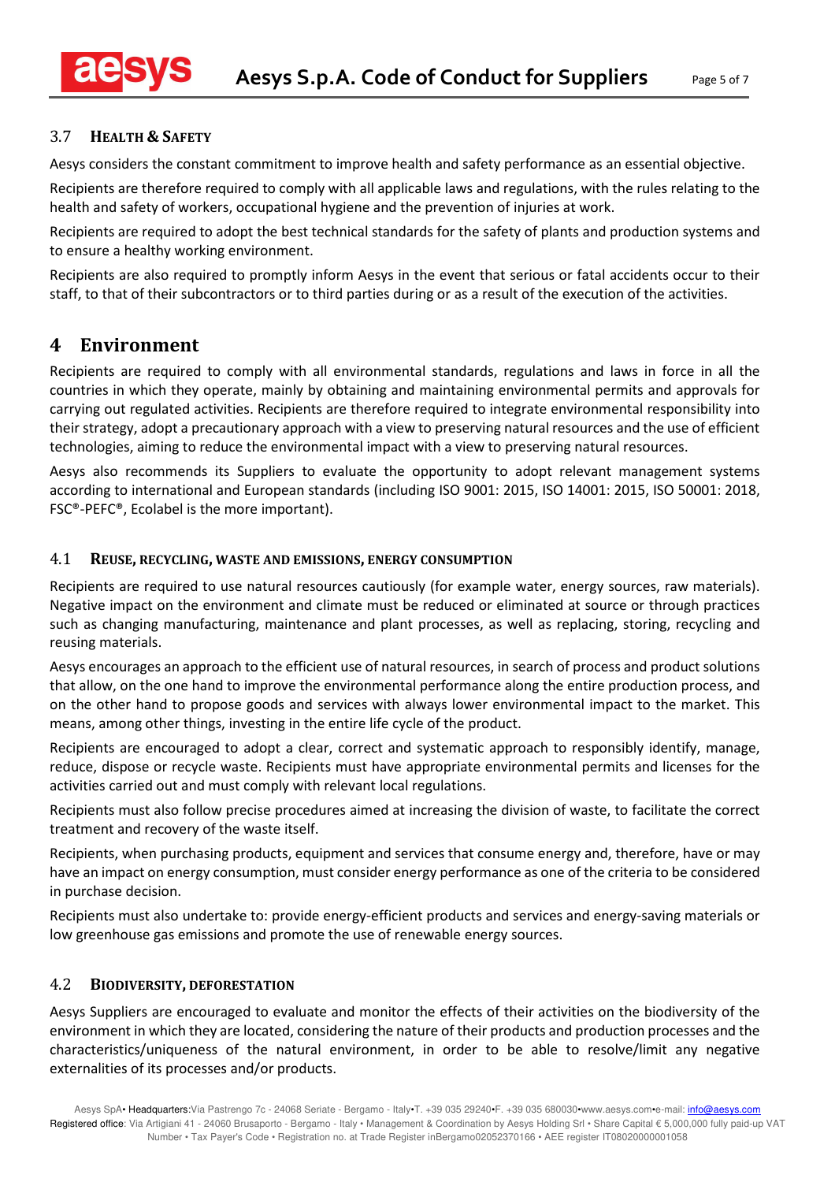### 3.7 Health & Safety

Aesys considers the constant commitment to improve health and safety performance as an essential objective.

Recipients are therefore required to comply with all applicable laws and regulations, with the rules relating to the health and safety of workers, occupational hygiene and the prevention of injuries at work.

Recipients are required to adopt the best technical standards for the safety of plants and production systems and to ensure a healthy working environment.

Recipients are also required to promptly inform Aesys in the event that serious or fatal accidents occur to their staff, to that of their subcontractors or to third parties during or as a result of the execution of the activities.

## 4 Environment

Recipients are required to comply with all environmental standards, regulations and laws in force in all the countries in which they operate, mainly by obtaining and maintaining environmental permits and approvals for carrying out regulated activities. Recipients are therefore required to integrate environmental responsibility into their strategy, adopt a precautionary approach with a view to preserving natural resources and the use of efficient technologies, aiming to reduce the environmental impact with a view to preserving natural resources.

Aesys also recommends its Suppliers to evaluate the opportunity to adopt relevant management systems according to international and European standards (including ISO 9001: 2015, ISO 14001: 2015, ISO 50001: 2018, FSC®-PEFC®, Ecolabel is the more important).

### 4.1 Reuse, recycling, waste and emissions, energy consumption

Recipients are required to use natural resources cautiously (for example water, energy sources, raw materials). Negative impact on the environment and climate must be reduced or eliminated at source or through practices such as changing manufacturing, maintenance and plant processes, as well as replacing, storing, recycling and reusing materials.

Aesys encourages an approach to the efficient use of natural resources, in search of process and product solutions that allow, on the one hand to improve the environmental performance along the entire production process, and on the other hand to propose goods and services with always lower environmental impact to the market. This means, among other things, investing in the entire life cycle of the product.

Recipients are encouraged to adopt a clear, correct and systematic approach to responsibly identify, manage, reduce, dispose or recycle waste. Recipients must have appropriate environmental permits and licenses for the activities carried out and must comply with relevant local regulations.

Recipients must also follow precise procedures aimed at increasing the division of waste, to facilitate the correct treatment and recovery of the waste itself.

Recipients, when purchasing products, equipment and services that consume energy and, therefore, have or may have an impact on energy consumption, must consider energy performance as one of the criteria to be considered in purchase decision.

Recipients must also undertake to: provide energy-efficient products and services and energy-saving materials or low greenhouse gas emissions and promote the use of renewable energy sources.

### 4.2 Biodiversity, deforestation

Aesys Suppliers are encouraged to evaluate and monitor the effects of their activities on the biodiversity of the environment in which they are located, considering the nature of their products and production processes and the characteristics/uniqueness of the natural environment, in order to be able to resolve/limit any negative externalities of its processes and/or products.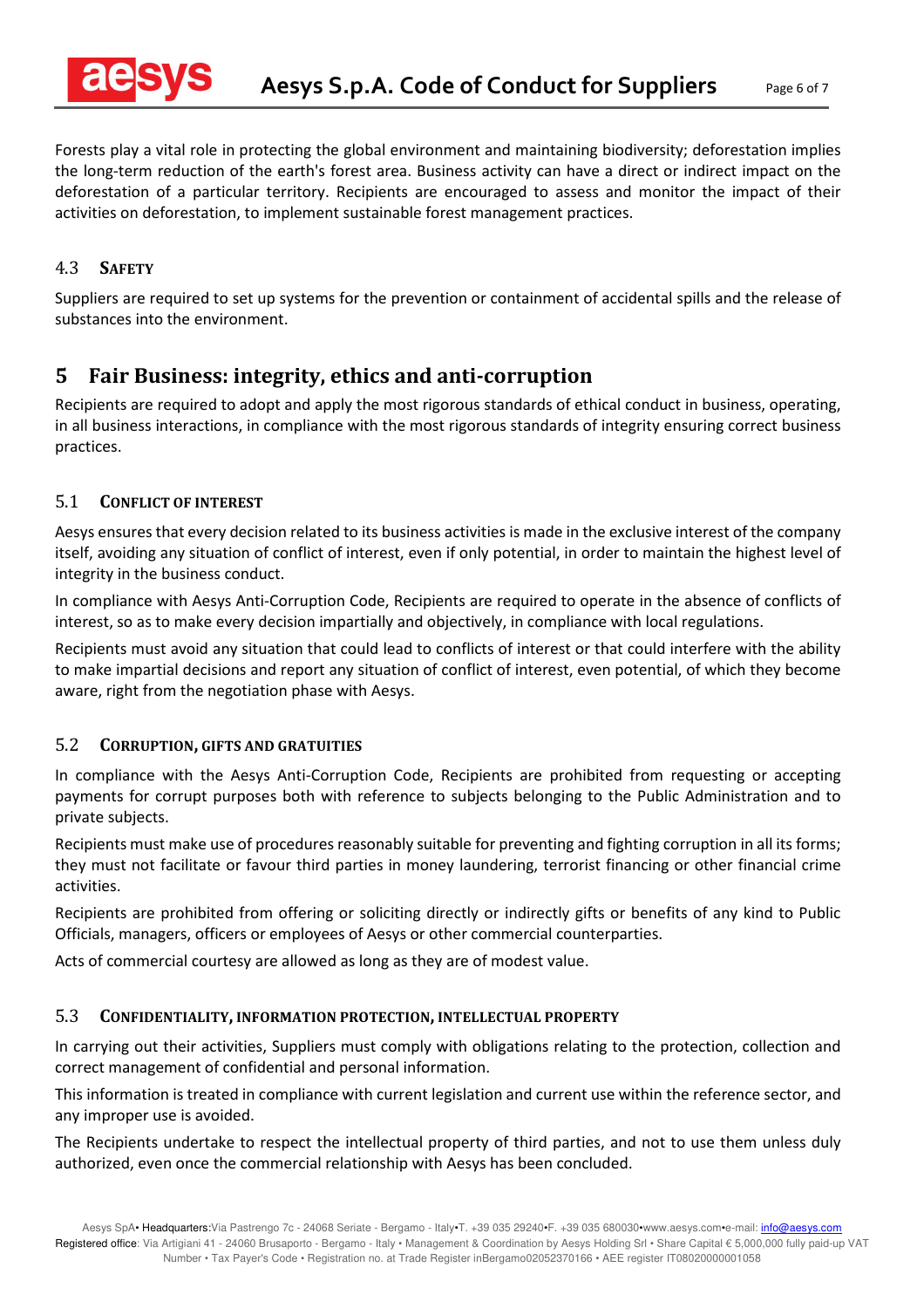Forests play a vital role in protecting the global environment and maintaining biodiversity; deforestation implies the long-term reduction of the earth's forest area. Business activity can have a direct or indirect impact on the deforestation of a particular territory. Recipients are encouraged to assess and monitor the impact of their activities on deforestation, to implement sustainable forest management practices.

### 4.3 Safety

Suppliers are required to set up systems for the prevention or containment of accidental spills and the release of substances into the environment.

## 5 Fair Business: integrity, ethics and anti-corruption

Recipients are required to adopt and apply the most rigorous standards of ethical conduct in business, operating, in all business interactions, in compliance with the most rigorous standards of integrity ensuring correct business practices.

### 5.1 Conflict of interest

Aesys ensures that every decision related to its business activities is made in the exclusive interest of the company itself, avoiding any situation of conflict of interest, even if only potential, in order to maintain the highest level of integrity in the business conduct.

In compliance with Aesys Anti-Corruption Code, Recipients are required to operate in the absence of conflicts of interest, so as to make every decision impartially and objectively, in compliance with local regulations.

Recipients must avoid any situation that could lead to conflicts of interest or that could interfere with the ability to make impartial decisions and report any situation of conflict of interest, even potential, of which they become aware, right from the negotiation phase with Aesys.

### 5.2 Corruption, gifts and gratuities

In compliance with the Aesys Anti-Corruption Code, Recipients are prohibited from requesting or accepting payments for corrupt purposes both with reference to subjects belonging to the Public Administration and to private subjects.

Recipients must make use of procedures reasonably suitable for preventing and fighting corruption in all its forms; they must not facilitate or favour third parties in money laundering, terrorist financing or other financial crime activities.

Recipients are prohibited from offering or soliciting directly or indirectly gifts or benefits of any kind to Public Officials, managers, officers or employees of Aesys or other commercial counterparties.

Acts of commercial courtesy are allowed as long as they are of modest value.

### 5.3 Confidentiality, information protection, intellectual property

In carrying out their activities, Suppliers must comply with obligations relating to the protection, collection and correct management of confidential and personal information.

This information is treated in compliance with current legislation and current use within the reference sector, and any improper use is avoided.

The Recipients undertake to respect the intellectual property of third parties, and not to use them unless duly authorized, even once the commercial relationship with Aesys has been concluded.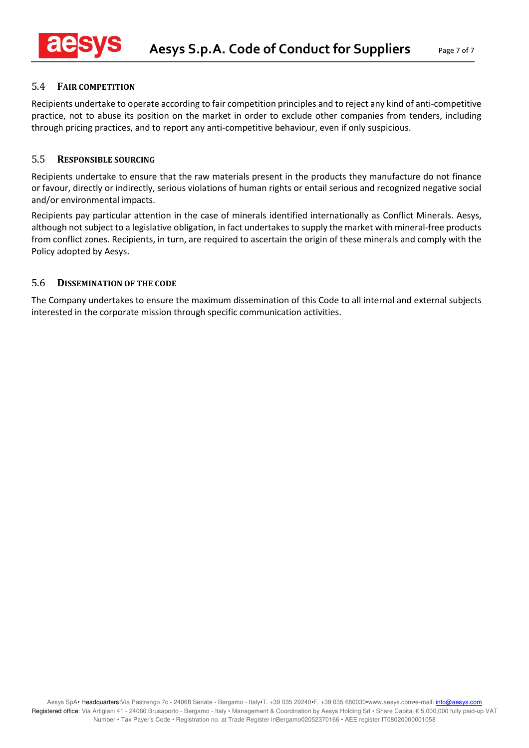### 5.4 FAIR COMPETITION

Recipients undertake to operate according to fair competition principles and to reject any kind of anti-competitive practice, not to abuse its position on the market in order to exclude other companies from tenders, including through pricing practices, and to report any anti-competitive behaviour, even if only suspicious.

### 5.5 RESPONSIBLE SOURCING

Recipients undertake to ensure that the raw materials present in the products they manufacture do not finance or favour, directly or indirectly, serious violations of human rights or entail serious and recognized negative social and/or environmental impacts.

Recipients pay particular attention in the case of minerals identified internationally as Conflict Minerals. Aesys, although not subject to a legislative obligation, in fact undertakes to supply the market with mineral-free products from conflict zones. Recipients, in turn, are required to ascertain the origin of these minerals and comply with the Policy adopted by Aesys.

### 5.6 DISSEMINATION OF THE CODE

The Company undertakes to ensure the maximum dissemination of this Code to all internal and external subjects interested in the corporate mission through specific communication activities.